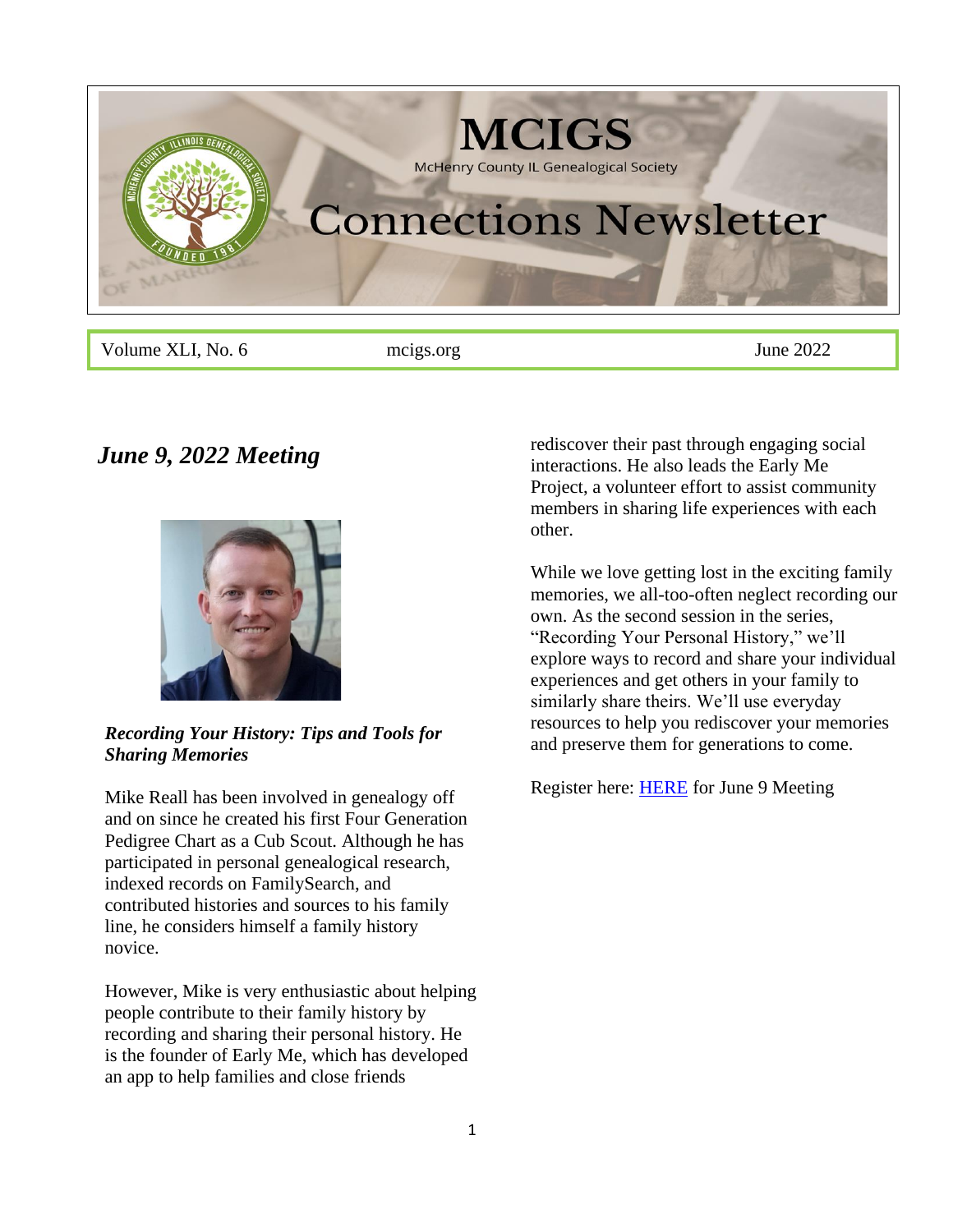# MCIGS

McHenry County IL Genealogical Society

# Connections Newsletter

Volume XLI, No. 6 | mcigs.org | June 2022

## *June 9, 2022 Meeting*

***Recording Your History: Tips and Tools for Sharing Memories***

Mike Reall has been involved in genealogy off and on since he created his first Four Generation Pedigree Chart as a Cub Scout. Although he has participated in personal genealogical research, indexed records on FamilySearch, and contributed histories and sources to his family line, he considers himself a family history novice.

However, Mike is very enthusiastic about helping people contribute to their family history by recording and sharing their personal history. He is the founder of Early Me, which has developed an app to help families and close friends rediscover their past through engaging social interactions. He also leads the Early Me Project, a volunteer effort to assist community members in sharing life experiences with each other.

While we love getting lost in the exciting family memories, we all-too-often neglect recording our own. As the second session in the series, "Recording Your Personal History," we'll explore ways to record and share your individual experiences and get others in your family to similarly share theirs. We'll use everyday resources to help you rediscover your memories and preserve them for generations to come.

Register here: HERE for June 9 Meeting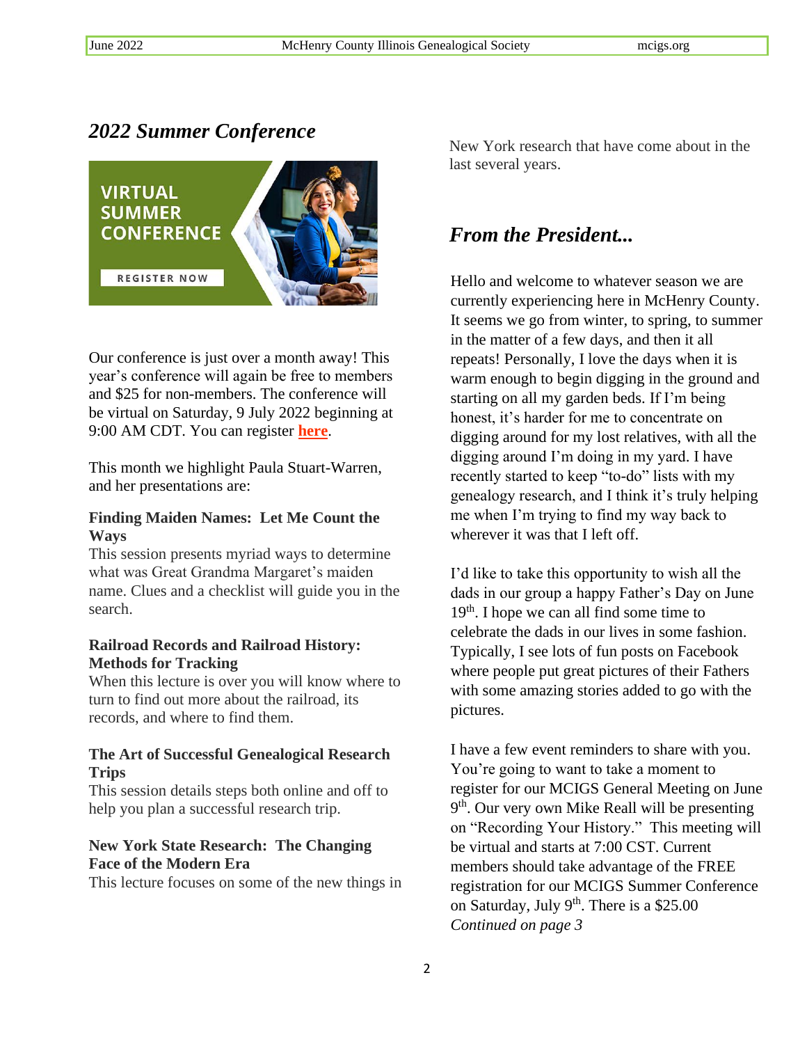## *2022 Summer Conference*

Our conference is just over a month away! This year's conference will again be free to members and $25 for non-members. The conference will be virtual on Saturday, 9 July 2022 beginning at 9:00 AM CDT. You can register **here**.

This month we highlight Paula Stuart-Warren, and her presentations are:

**Finding Maiden Names: Let Me Count the Ways**
This session presents myriad ways to determine what was Great Grandma Margaret's maiden name. Clues and a checklist will guide you in the search.

**Railroad Records and Railroad History: Methods for Tracking**
When this lecture is over you will know where to turn to find out more about the railroad, its records, and where to find them.

**The Art of Successful Genealogical Research Trips**
This session details steps both online and off to help you plan a successful research trip.

**New York State Research: The Changing Face of the Modern Era**
This lecture focuses on some of the new things in New York research that have come about in the last several years.

## *From the President...*

Hello and welcome to whatever season we are currently experiencing here in McHenry County. It seems we go from winter, to spring, to summer in the matter of a few days, and then it all repeats! Personally, I love the days when it is warm enough to begin digging in the ground and starting on all my garden beds. If I'm being honest, it's harder for me to concentrate on digging around for my lost relatives, with all the digging around I'm doing in my yard. I have recently started to keep "to-do" lists with my genealogy research, and I think it's truly helping me when I'm trying to find my way back to wherever it was that I left off.

I'd like to take this opportunity to wish all the dads in our group a happy Father's Day on June 19th. I hope we can all find some time to celebrate the dads in our lives in some fashion. Typically, I see lots of fun posts on Facebook where people put great pictures of their Fathers with some amazing stories added to go with the pictures.

I have a few event reminders to share with you. You're going to want to take a moment to register for our MCIGS General Meeting on June 9th. Our very own Mike Reall will be presenting on "Recording Your History." This meeting will be virtual and starts at 7:00 CST. Current members should take advantage of the FREE registration for our MCIGS Summer Conference on Saturday, July 9th. There is a $25.00

*Continued on page 3*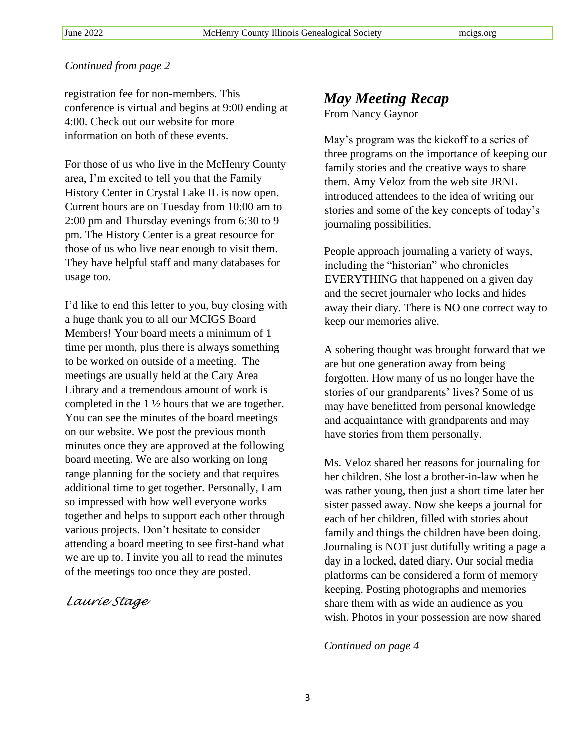*Continued from page 2*

registration fee for non-members. This conference is virtual and begins at 9:00 ending at 4:00. Check out our website for more information on both of these events.

For those of us who live in the McHenry County area, I'm excited to tell you that the Family History Center in Crystal Lake IL is now open. Current hours are on Tuesday from 10:00 am to 2:00 pm and Thursday evenings from 6:30 to 9 pm. The History Center is a great resource for those of us who live near enough to visit them. They have helpful staff and many databases for usage too.

I'd like to end this letter to you, buy closing with a huge thank you to all our MCIGS Board Members! Your board meets a minimum of 1 time per month, plus there is always something to be worked on outside of a meeting. The meetings are usually held at the Cary Area Library and a tremendous amount of work is completed in the 1 ½ hours that we are together. You can see the minutes of the board meetings on our website. We post the previous month minutes once they are approved at the following board meeting. We are also working on long range planning for the society and that requires additional time to get together. Personally, I am so impressed with how well everyone works together and helps to support each other through various projects. Don't hesitate to consider attending a board meeting to see first-hand what we are up to. I invite you all to read the minutes of the meetings too once they are posted.

*Laurie Stage*

## *May Meeting Recap*

From Nancy Gaynor

May's program was the kickoff to a series of three programs on the importance of keeping our family stories and the creative ways to share them. Amy Veloz from the web site JRNL introduced attendees to the idea of writing our stories and some of the key concepts of today's journaling possibilities.

People approach journaling a variety of ways, including the "historian" who chronicles EVERYTHING that happened on a given day and the secret journaler who locks and hides away their diary. There is NO one correct way to keep our memories alive.

A sobering thought was brought forward that we are but one generation away from being forgotten. How many of us no longer have the stories of our grandparents' lives? Some of us may have benefitted from personal knowledge and acquaintance with grandparents and may have stories from them personally.

Ms. Veloz shared her reasons for journaling for her children. She lost a brother-in-law when he was rather young, then just a short time later her sister passed away. Now she keeps a journal for each of her children, filled with stories about family and things the children have been doing. Journaling is NOT just dutifully writing a page a day in a locked, dated diary. Our social media platforms can be considered a form of memory keeping. Posting photographs and memories share them with as wide an audience as you wish. Photos in your possession are now shared

*Continued on page 4*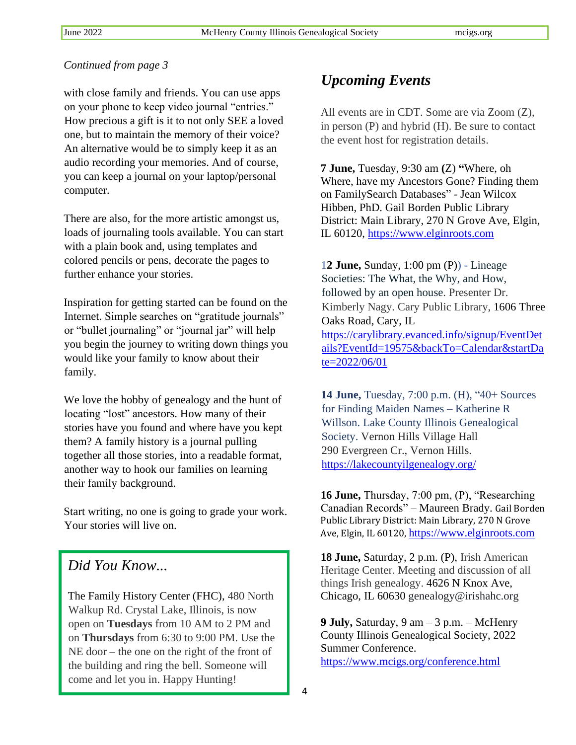*Continued from page 3*

with close family and friends. You can use apps on your phone to keep video journal "entries." How precious a gift is it to not only SEE a loved one, but to maintain the memory of their voice? An alternative would be to simply keep it as an audio recording your memories. And of course, you can keep a journal on your laptop/personal computer.

There are also, for the more artistic amongst us, loads of journaling tools available. You can start with a plain book and, using templates and colored pencils or pens, decorate the pages to further enhance your stories.

Inspiration for getting started can be found on the Internet. Simple searches on "gratitude journals" or "bullet journaling" or "journal jar" will help you begin the journey to writing down things you would like your family to know about their family.

We love the hobby of genealogy and the hunt of locating "lost" ancestors. How many of their stories have you found and where have you kept them? A family history is a journal pulling together all those stories, into a readable format, another way to hook our families on learning their family background.

Start writing, no one is going to grade your work. Your stories will live on.

## *Did You Know...*

The Family History Center (FHC), 480 North Walkup Rd. Crystal Lake, Illinois, is now open on **Tuesdays** from 10 AM to 2 PM and on **Thursdays** from 6:30 to 9:00 PM. Use the NE door – the one on the right of the front of the building and ring the bell. Someone will come and let you in. Happy Hunting!

## *Upcoming Events*

All events are in CDT. Some are via Zoom (Z), in person (P) and hybrid (H). Be sure to contact the event host for registration details.

**7 June,** Tuesday, 9:30 am **(**Z) **"**Where, oh Where, have my Ancestors Gone? Finding them on FamilySearch Databases" - Jean Wilcox Hibben, PhD. Gail Borden Public Library District: Main Library, 270 N Grove Ave, Elgin, IL 60120, https://www.elginroots.com

1**2 June,** Sunday, 1:00 pm (P)) - Lineage Societies: The What, the Why, and How, followed by an open house. Presenter Dr. Kimberly Nagy. Cary Public Library, 1606 Three Oaks Road, Cary, IL https://carylibrary.evanced.info/signup/EventDetails?EventId=19575&backTo=Calendar&startDate=2022/06/01

**14 June,** Tuesday, 7:00 p.m. (H), "40+ Sources for Finding Maiden Names – Katherine R Willson. Lake County Illinois Genealogical Society. Vernon Hills Village Hall 290 Evergreen Cr., Vernon Hills. https://lakecountyilgenealogy.org/

**16 June,** Thursday, 7:00 pm, (P), "Researching Canadian Records" – Maureen Brady. Gail Borden Public Library District: Main Library, 270 N Grove Ave, Elgin, IL 60120, https://www.elginroots.com

**18 June,** Saturday, 2 p.m. (P), Irish American Heritage Center. Meeting and discussion of all things Irish genealogy. 4626 N Knox Ave, Chicago, IL 60630 genealogy@irishahc.org

**9 July,** Saturday, 9 am – 3 p.m. – McHenry County Illinois Genealogical Society, 2022 Summer Conference. https://www.mcigs.org/conference.html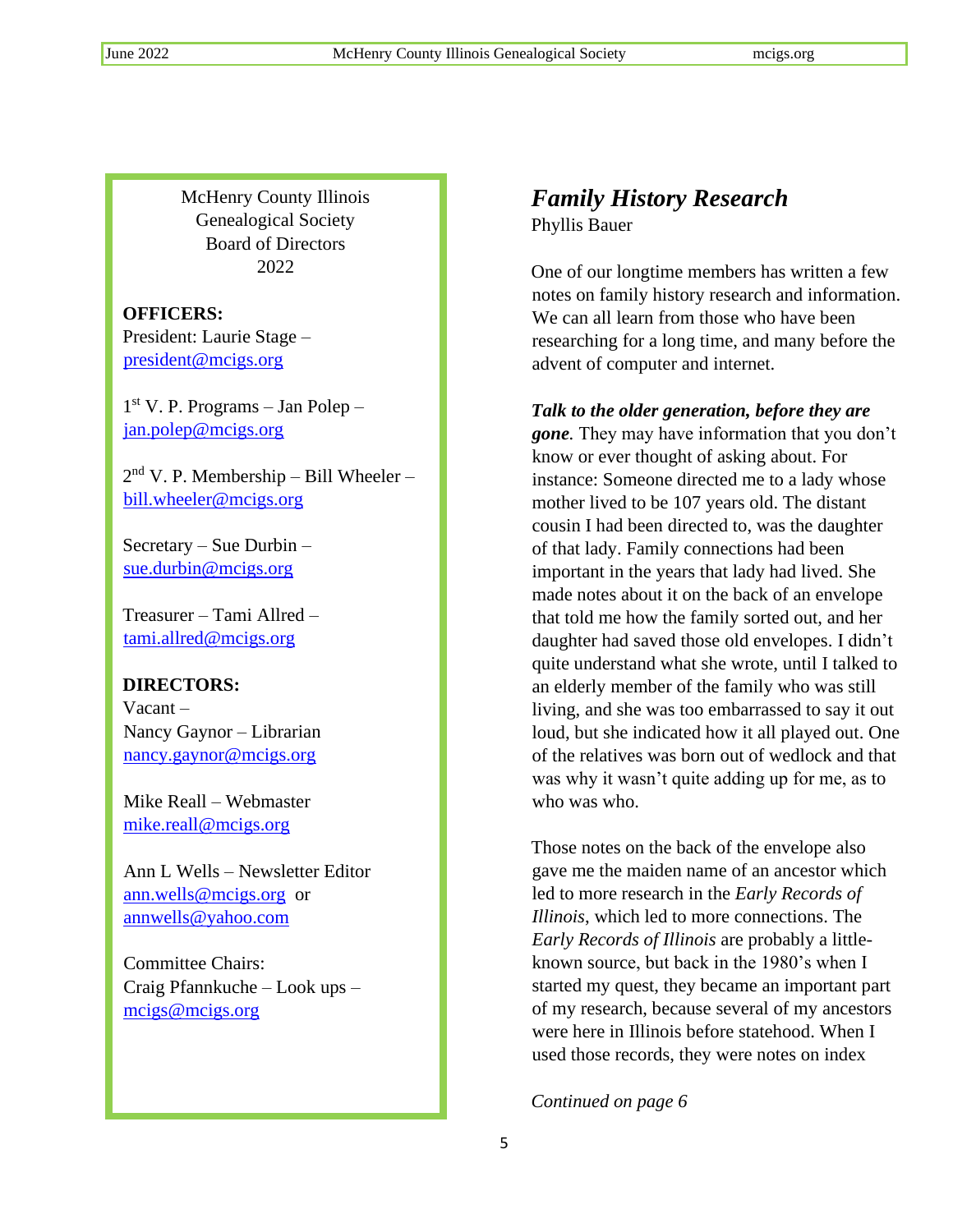McHenry County Illinois Genealogical Society Board of Directors 2022

**OFFICERS:**

President: Laurie Stage – president@mcigs.org

1st V. P. Programs – Jan Polep – jan.polep@mcigs.org

2nd V. P. Membership – Bill Wheeler – bill.wheeler@mcigs.org

Secretary – Sue Durbin – sue.durbin@mcigs.org

Treasurer – Tami Allred – tami.allred@mcigs.org

**DIRECTORS:**

Vacant –

Nancy Gaynor – Librarian nancy.gaynor@mcigs.org

Mike Reall – Webmaster mike.reall@mcigs.org

Ann L Wells – Newsletter Editor ann.wells@mcigs.org or annwells@yahoo.com

Committee Chairs:

Craig Pfannkuche – Look ups – mcigs@mcigs.org

## *Family History Research*

Phyllis Bauer

One of our longtime members has written a few notes on family history research and information. We can all learn from those who have been researching for a long time, and many before the advent of computer and internet.

***Talk to the older generation, before they are gone***. They may have information that you don't know or ever thought of asking about. For instance: Someone directed me to a lady whose mother lived to be 107 years old. The distant cousin I had been directed to, was the daughter of that lady. Family connections had been important in the years that lady had lived. She made notes about it on the back of an envelope that told me how the family sorted out, and her daughter had saved those old envelopes. I didn't quite understand what she wrote, until I talked to an elderly member of the family who was still living, and she was too embarrassed to say it out loud, but she indicated how it all played out. One of the relatives was born out of wedlock and that was why it wasn't quite adding up for me, as to who was who.

Those notes on the back of the envelope also gave me the maiden name of an ancestor which led to more research in the *Early Records of Illinois*, which led to more connections. The *Early Records of Illinois* are probably a little-known source, but back in the 1980's when I started my quest, they became an important part of my research, because several of my ancestors were here in Illinois before statehood. When I used those records, they were notes on index

*Continued on page 6*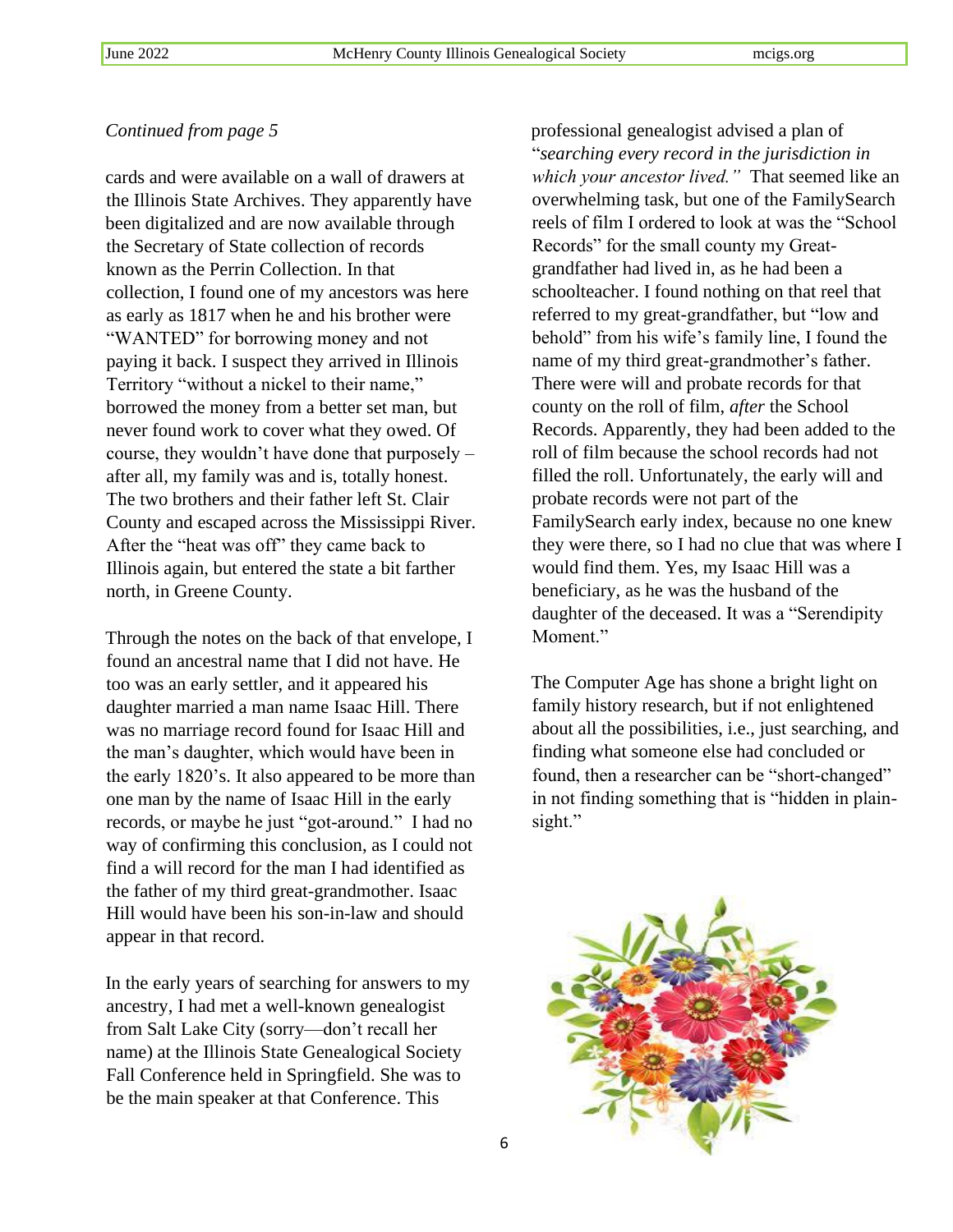*Continued from page 5*

cards and were available on a wall of drawers at the Illinois State Archives. They apparently have been digitalized and are now available through the Secretary of State collection of records known as the Perrin Collection. In that collection, I found one of my ancestors was here as early as 1817 when he and his brother were "WANTED" for borrowing money and not paying it back. I suspect they arrived in Illinois Territory "without a nickel to their name," borrowed the money from a better set man, but never found work to cover what they owed. Of course, they wouldn't have done that purposely – after all, my family was and is, totally honest. The two brothers and their father left St. Clair County and escaped across the Mississippi River. After the "heat was off" they came back to Illinois again, but entered the state a bit farther north, in Greene County.

Through the notes on the back of that envelope, I found an ancestral name that I did not have. He too was an early settler, and it appeared his daughter married a man name Isaac Hill. There was no marriage record found for Isaac Hill and the man's daughter, which would have been in the early 1820's. It also appeared to be more than one man by the name of Isaac Hill in the early records, or maybe he just "got-around." I had no way of confirming this conclusion, as I could not find a will record for the man I had identified as the father of my third great-grandmother. Isaac Hill would have been his son-in-law and should appear in that record.

In the early years of searching for answers to my ancestry, I had met a well-known genealogist from Salt Lake City (sorry—don't recall her name) at the Illinois State Genealogical Society Fall Conference held in Springfield. She was to be the main speaker at that Conference. This professional genealogist advised a plan of "*searching every record in the jurisdiction in which your ancestor lived.*" That seemed like an overwhelming task, but one of the FamilySearch reels of film I ordered to look at was the "School Records" for the small county my Great-grandfather had lived in, as he had been a schoolteacher. I found nothing on that reel that referred to my great-grandfather, but "low and behold" from his wife's family line, I found the name of my third great-grandmother's father. There were will and probate records for that county on the roll of film, *after* the School Records. Apparently, they had been added to the roll of film because the school records had not filled the roll. Unfortunately, the early will and probate records were not part of the FamilySearch early index, because no one knew they were there, so I had no clue that was where I would find them. Yes, my Isaac Hill was a beneficiary, as he was the husband of the daughter of the deceased. It was a "Serendipity Moment."

The Computer Age has shone a bright light on family history research, but if not enlightened about all the possibilities, i.e., just searching, and finding what someone else had concluded or found, then a researcher can be "short-changed" in not finding something that is "hidden in plain-sight."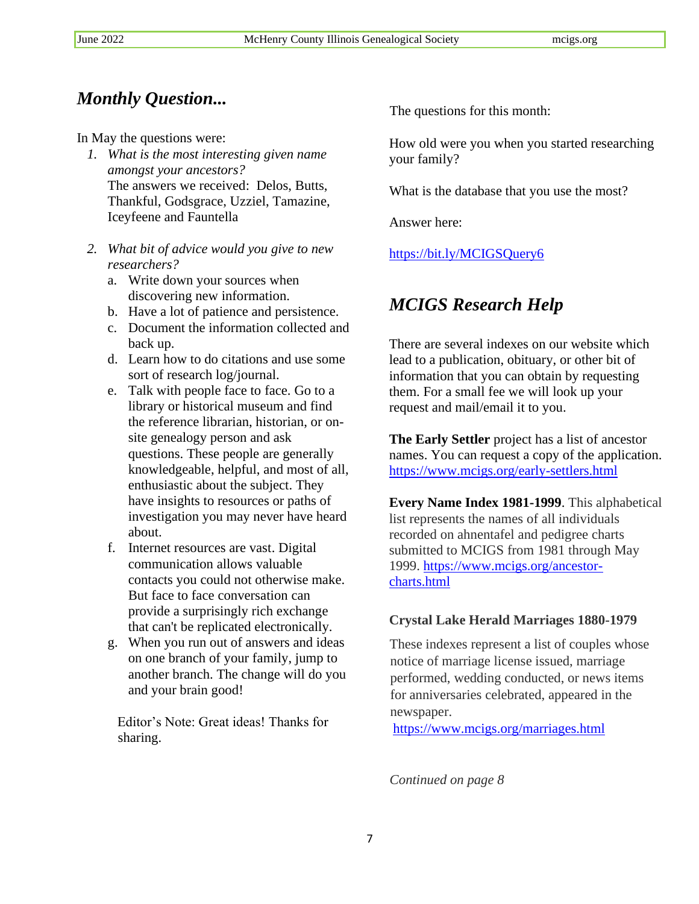## *Monthly Question...*

In May the questions were:

1. *What is the most interesting given name amongst your ancestors?*
   The answers we received: Delos, Butts, Thankful, Godsgrace, Uzziel, Tamazine, Iceyfeene and Fauntella

2. *What bit of advice would you give to new researchers?*
   a. Write down your sources when discovering new information.
   b. Have a lot of patience and persistence.
   c. Document the information collected and back up.
   d. Learn how to do citations and use some sort of research log/journal.
   e. Talk with people face to face. Go to a library or historical museum and find the reference librarian, historian, or on-site genealogy person and ask questions. These people are generally knowledgeable, helpful, and most of all, enthusiastic about the subject. They have insights to resources or paths of investigation you may never have heard about.
   f. Internet resources are vast. Digital communication allows valuable contacts you could not otherwise make. But face to face conversation can provide a surprisingly rich exchange that can't be replicated electronically.
   g. When you run out of answers and ideas on one branch of your family, jump to another branch. The change will do you and your brain good!

Editor's Note: Great ideas! Thanks for sharing.

The questions for this month:

How old were you when you started researching your family?

What is the database that you use the most?

Answer here:

https://bit.ly/MCIGSQuery6

## *MCIGS Research Help*

There are several indexes on our website which lead to a publication, obituary, or other bit of information that you can obtain by requesting them. For a small fee we will look up your request and mail/email it to you.

**The Early Settler** project has a list of ancestor names. You can request a copy of the application. https://www.mcigs.org/early-settlers.html

**Every Name Index 1981-1999**. This alphabetical list represents the names of all individuals recorded on ahnentafel and pedigree charts submitted to MCIGS from 1981 through May 1999. https://www.mcigs.org/ancestor-charts.html

**Crystal Lake Herald Marriages 1880-1979**

These indexes represent a list of couples whose notice of marriage license issued, marriage performed, wedding conducted, or news items for anniversaries celebrated, appeared in the newspaper.
https://www.mcigs.org/marriages.html

*Continued on page 8*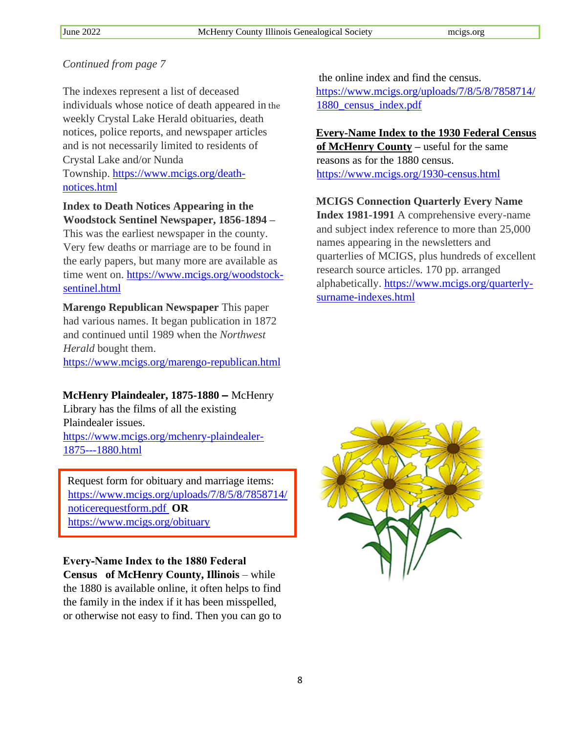*Continued from page 7*

The indexes represent a list of deceased individuals whose notice of death appeared in the weekly Crystal Lake Herald obituaries, death notices, police reports, and newspaper articles and is not necessarily limited to residents of Crystal Lake and/or Nunda Township. https://www.mcigs.org/death-notices.html

**Index to Death Notices Appearing in the Woodstock Sentinel Newspaper, 1856-1894 –** This was the earliest newspaper in the county. Very few deaths or marriage are to be found in the early papers, but many more are available as time went on. https://www.mcigs.org/woodstock-sentinel.html

**Marengo Republican Newspaper** This paper had various names. It began publication in 1872 and continued until 1989 when the *Northwest Herald* bought them. https://www.mcigs.org/marengo-republican.html

**McHenry Plaindealer, 1875-1880 –** McHenry Library has the films of all the existing Plaindealer issues. https://www.mcigs.org/mchenry-plaindealer-1875---1880.html

Request form for obituary and marriage items: https://www.mcigs.org/uploads/7/8/5/8/7858714/noticerequestform.pdf **OR** https://www.mcigs.org/obituary

**Every-Name Index to the 1880 Federal Census of McHenry County, Illinois** – while the 1880 is available online, it often helps to find the family in the index if it has been misspelled, or otherwise not easy to find. Then you can go to the online index and find the census. https://www.mcigs.org/uploads/7/8/5/8/7858714/1880_census_index.pdf

**Every-Name Index to the 1930 Federal Census of McHenry County** – useful for the same reasons as for the 1880 census. https://www.mcigs.org/1930-census.html

**MCIGS Connection Quarterly Every Name Index 1981-1991** A comprehensive every-name and subject index reference to more than 25,000 names appearing in the newsletters and quarterlies of MCIGS, plus hundreds of excellent research source articles. 170 pp. arranged alphabetically. https://www.mcigs.org/quarterly-surname-indexes.html